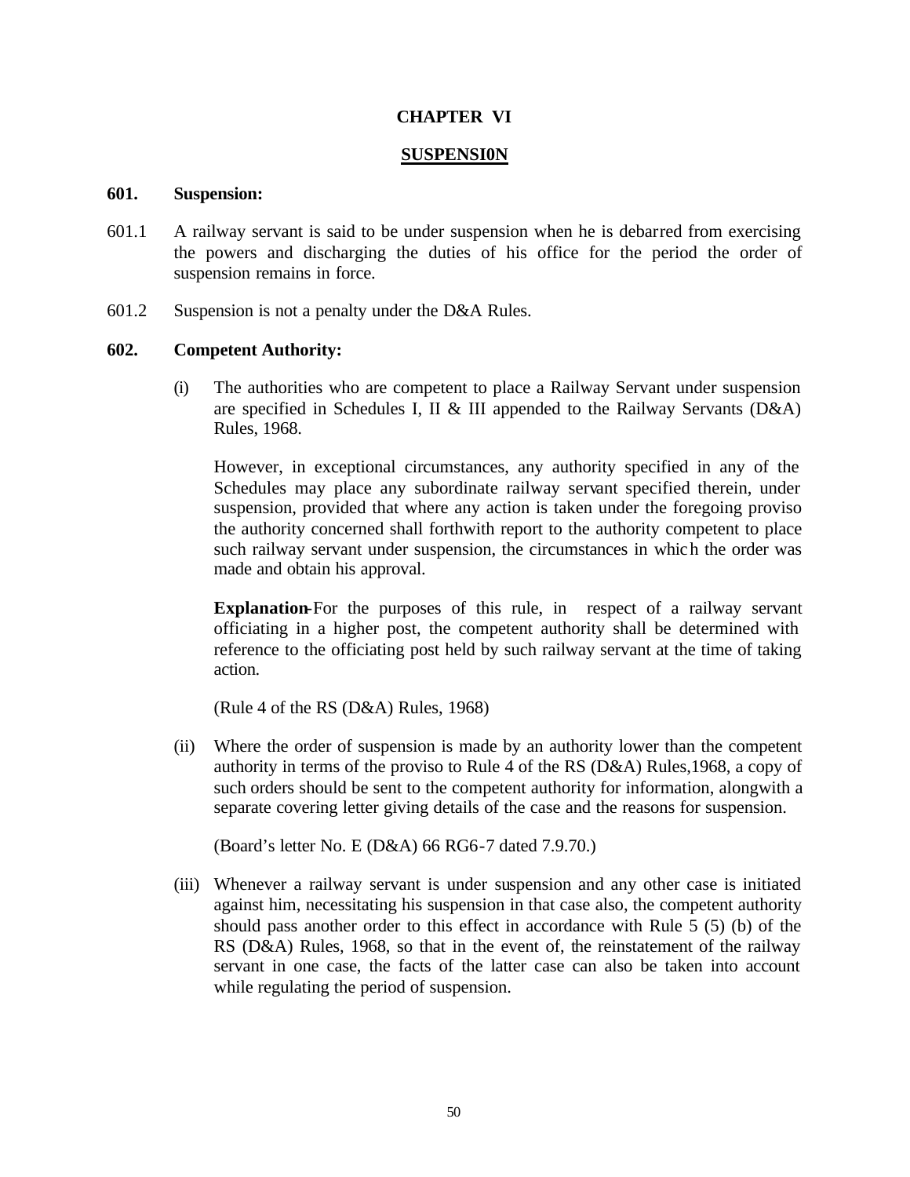# CHAPTER VI

## SUSPENSI0N

**601. Suspension:**

601.1 A railway servant is said to be under suspension when he is debarred from exercising the powers and discharging the duties of his office for the period the order of suspension remains in force.

601.2 Suspension is not a penalty under the D&A Rules.

**602. Competent Authority:**

(i) The authorities who are competent to place a Railway Servant under suspension are specified in Schedules I, II & III appended to the Railway Servants (D&A) Rules, 1968.

However, in exceptional circumstances, any authority specified in any of the Schedules may place any subordinate railway servant specified therein, under suspension, provided that where any action is taken under the foregoing proviso the authority concerned shall forthwith report to the authority competent to place such railway servant under suspension, the circumstances in which the order was made and obtain his approval.

**Explanation**-For the purposes of this rule, in respect of a railway servant officiating in a higher post, the competent authority shall be determined with reference to the officiating post held by such railway servant at the time of taking action.

(Rule 4 of the RS (D&A) Rules, 1968)

(ii) Where the order of suspension is made by an authority lower than the competent authority in terms of the proviso to Rule 4 of the RS (D&A) Rules,1968, a copy of such orders should be sent to the competent authority for information, alongwith a separate covering letter giving details of the case and the reasons for suspension.

(Board's letter No. E (D&A) 66 RG6-7 dated 7.9.70.)

(iii) Whenever a railway servant is under suspension and any other case is initiated against him, necessitating his suspension in that case also, the competent authority should pass another order to this effect in accordance with Rule 5 (5) (b) of the RS (D&A) Rules, 1968, so that in the event of, the reinstatement of the railway servant in one case, the facts of the latter case can also be taken into account while regulating the period of suspension.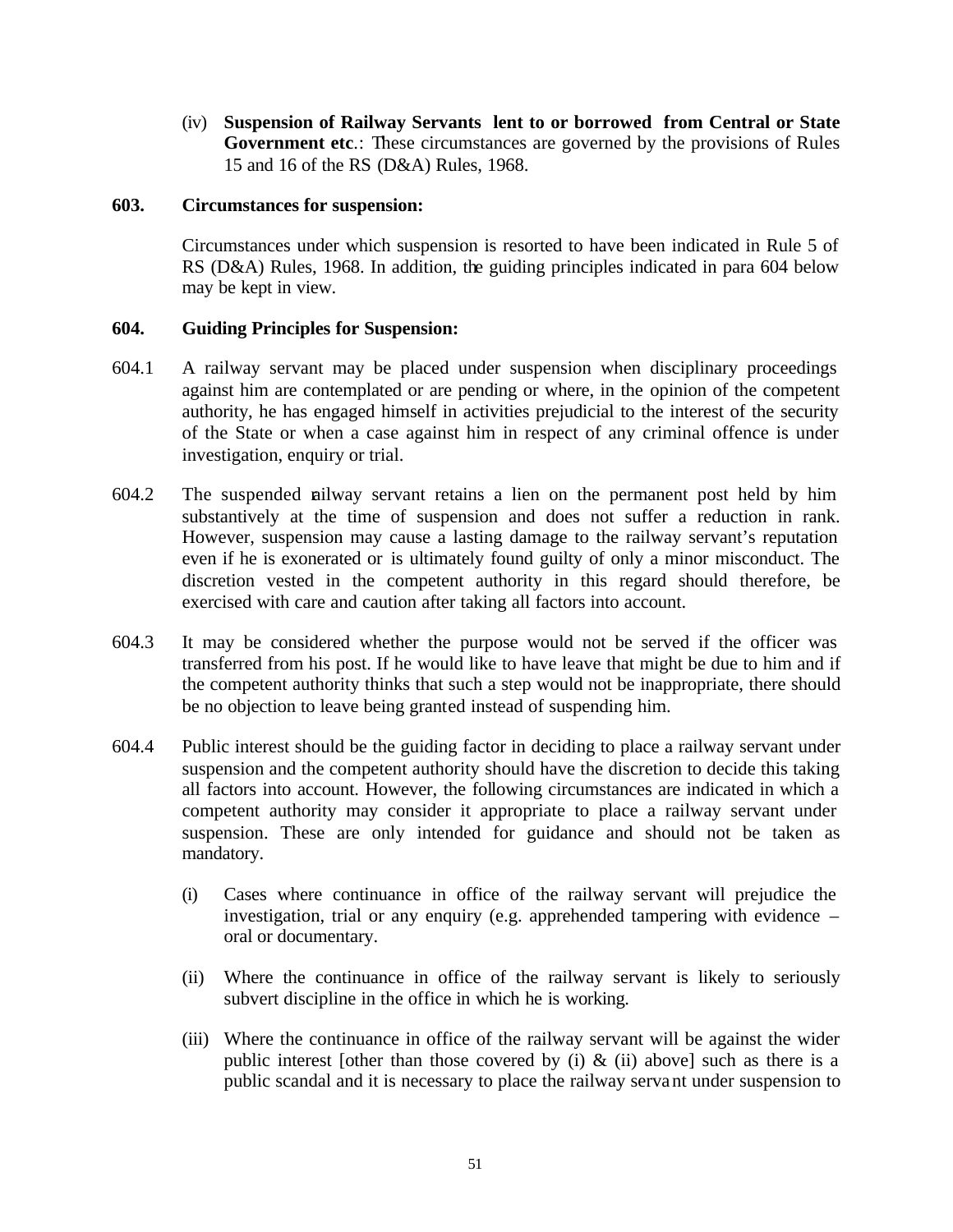(iv) **Suspension of Railway Servants lent to or borrowed from Central or State Government etc.**: These circumstances are governed by the provisions of Rules 15 and 16 of the RS (D&A) Rules, 1968.

**603. Circumstances for suspension:**

Circumstances under which suspension is resorted to have been indicated in Rule 5 of RS (D&A) Rules, 1968. In addition, the guiding principles indicated in para 604 below may be kept in view.

**604. Guiding Principles for Suspension:**

604.1 A railway servant may be placed under suspension when disciplinary proceedings against him are contemplated or are pending or where, in the opinion of the competent authority, he has engaged himself in activities prejudicial to the interest of the security of the State or when a case against him in respect of any criminal offence is under investigation, enquiry or trial.

604.2 The suspended railway servant retains a lien on the permanent post held by him substantively at the time of suspension and does not suffer a reduction in rank. However, suspension may cause a lasting damage to the railway servant's reputation even if he is exonerated or is ultimately found guilty of only a minor misconduct. The discretion vested in the competent authority in this regard should therefore, be exercised with care and caution after taking all factors into account.

604.3 It may be considered whether the purpose would not be served if the officer was transferred from his post. If he would like to have leave that might be due to him and if the competent authority thinks that such a step would not be inappropriate, there should be no objection to leave being granted instead of suspending him.

604.4 Public interest should be the guiding factor in deciding to place a railway servant under suspension and the competent authority should have the discretion to decide this taking all factors into account. However, the following circumstances are indicated in which a competent authority may consider it appropriate to place a railway servant under suspension. These are only intended for guidance and should not be taken as mandatory.

(i) Cases where continuance in office of the railway servant will prejudice the investigation, trial or any enquiry (e.g. apprehended tampering with evidence – oral or documentary.

(ii) Where the continuance in office of the railway servant is likely to seriously subvert discipline in the office in which he is working.

(iii) Where the continuance in office of the railway servant will be against the wider public interest [other than those covered by (i) & (ii) above] such as there is a public scandal and it is necessary to place the railway servant under suspension to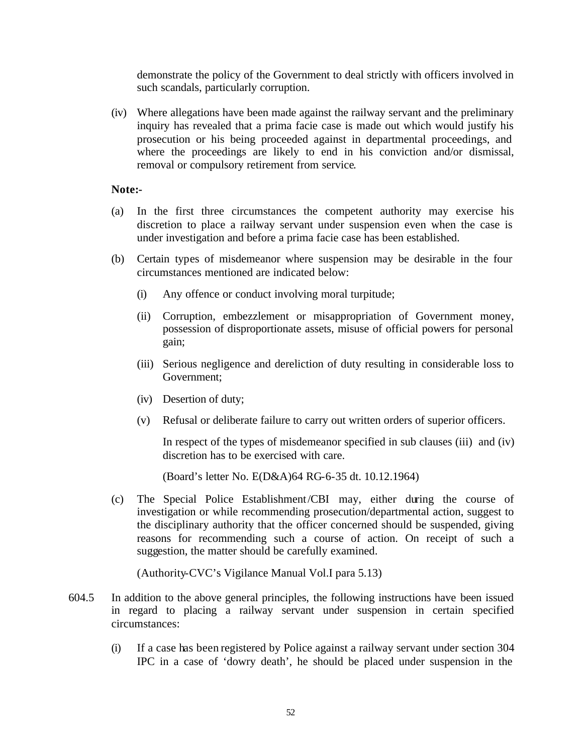demonstrate the policy of the Government to deal strictly with officers involved in such scandals, particularly corruption.

(iv) Where allegations have been made against the railway servant and the preliminary inquiry has revealed that a prima facie case is made out which would justify his prosecution or his being proceeded against in departmental proceedings, and where the proceedings are likely to end in his conviction and/or dismissal, removal or compulsory retirement from service.

**Note:-**

(a) In the first three circumstances the competent authority may exercise his discretion to place a railway servant under suspension even when the case is under investigation and before a prima facie case has been established.

(b) Certain types of misdemeanor where suspension may be desirable in the four circumstances mentioned are indicated below:

(i) Any offence or conduct involving moral turpitude;

(ii) Corruption, embezzlement or misappropriation of Government money, possession of disproportionate assets, misuse of official powers for personal gain;

(iii) Serious negligence and dereliction of duty resulting in considerable loss to Government;

(iv) Desertion of duty;

(v) Refusal or deliberate failure to carry out written orders of superior officers.

In respect of the types of misdemeanor specified in sub clauses (iii) and (iv) discretion has to be exercised with care.

(Board's letter No. E(D&A)64 RG-6-35 dt. 10.12.1964)

(c) The Special Police Establishment/CBI may, either during the course of investigation or while recommending prosecution/departmental action, suggest to the disciplinary authority that the officer concerned should be suspended, giving reasons for recommending such a course of action. On receipt of such a suggestion, the matter should be carefully examined.

(Authority-CVC's Vigilance Manual Vol.I para 5.13)

604.5 In addition to the above general principles, the following instructions have been issued in regard to placing a railway servant under suspension in certain specified circumstances:

(i) If a case has been registered by Police against a railway servant under section 304 IPC in a case of 'dowry death', he should be placed under suspension in the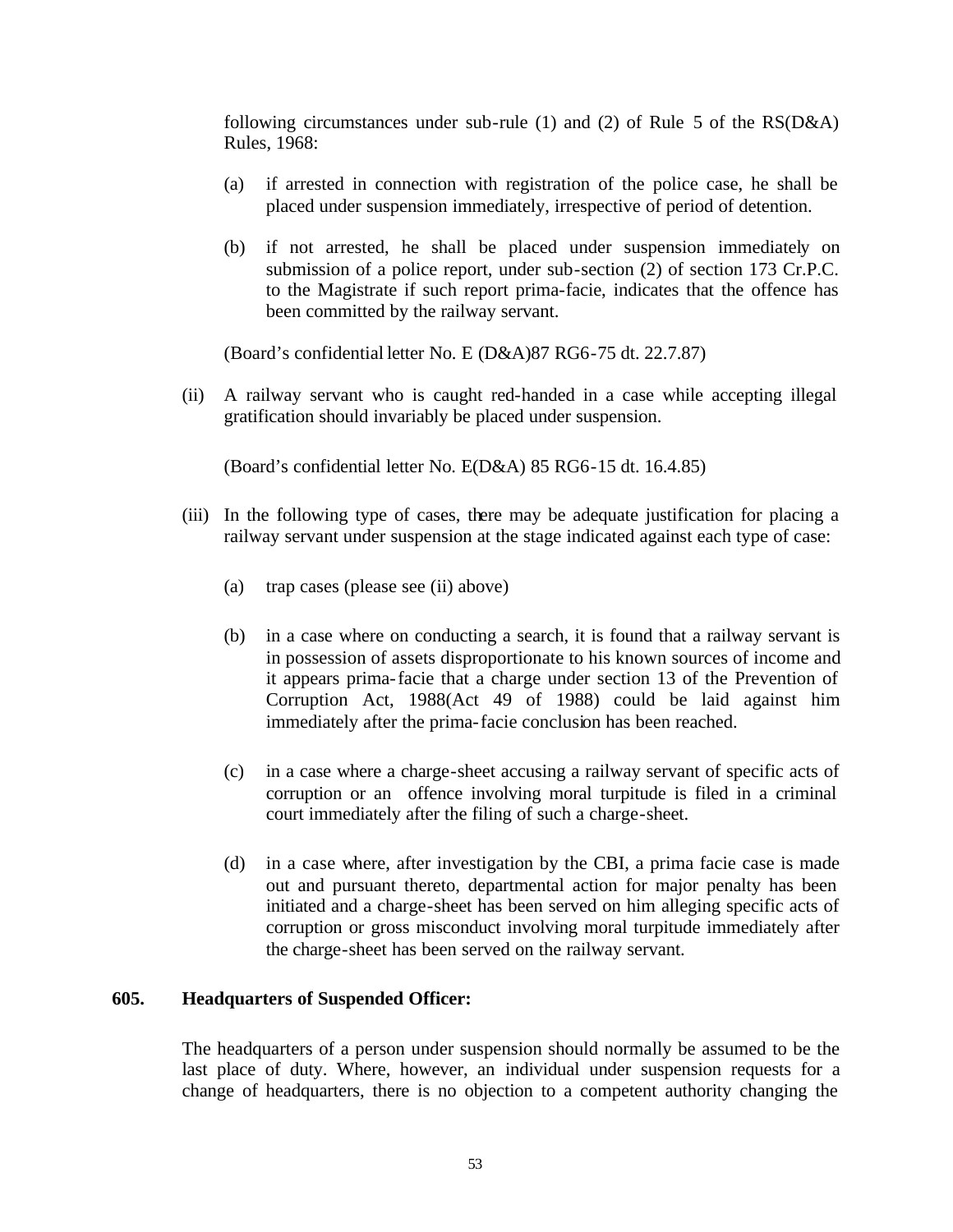following circumstances under sub-rule (1) and (2) of Rule 5 of the RS(D&A) Rules, 1968:

(a) if arrested in connection with registration of the police case, he shall be placed under suspension immediately, irrespective of period of detention.

(b) if not arrested, he shall be placed under suspension immediately on submission of a police report, under sub-section (2) of section 173 Cr.P.C. to the Magistrate if such report prima-facie, indicates that the offence has been committed by the railway servant.

(Board's confidential letter No. E (D&A)87 RG6-75 dt. 22.7.87)

(ii) A railway servant who is caught red-handed in a case while accepting illegal gratification should invariably be placed under suspension.

(Board's confidential letter No. E(D&A) 85 RG6-15 dt. 16.4.85)

(iii) In the following type of cases, there may be adequate justification for placing a railway servant under suspension at the stage indicated against each type of case:

(a) trap cases (please see (ii) above)

(b) in a case where on conducting a search, it is found that a railway servant is in possession of assets disproportionate to his known sources of income and it appears prima-facie that a charge under section 13 of the Prevention of Corruption Act, 1988(Act 49 of 1988) could be laid against him immediately after the prima-facie conclusion has been reached.

(c) in a case where a charge-sheet accusing a railway servant of specific acts of corruption or an offence involving moral turpitude is filed in a criminal court immediately after the filing of such a charge-sheet.

(d) in a case where, after investigation by the CBI, a prima facie case is made out and pursuant thereto, departmental action for major penalty has been initiated and a charge-sheet has been served on him alleging specific acts of corruption or gross misconduct involving moral turpitude immediately after the charge-sheet has been served on the railway servant.

**605. Headquarters of Suspended Officer:**

The headquarters of a person under suspension should normally be assumed to be the last place of duty. Where, however, an individual under suspension requests for a change of headquarters, there is no objection to a competent authority changing the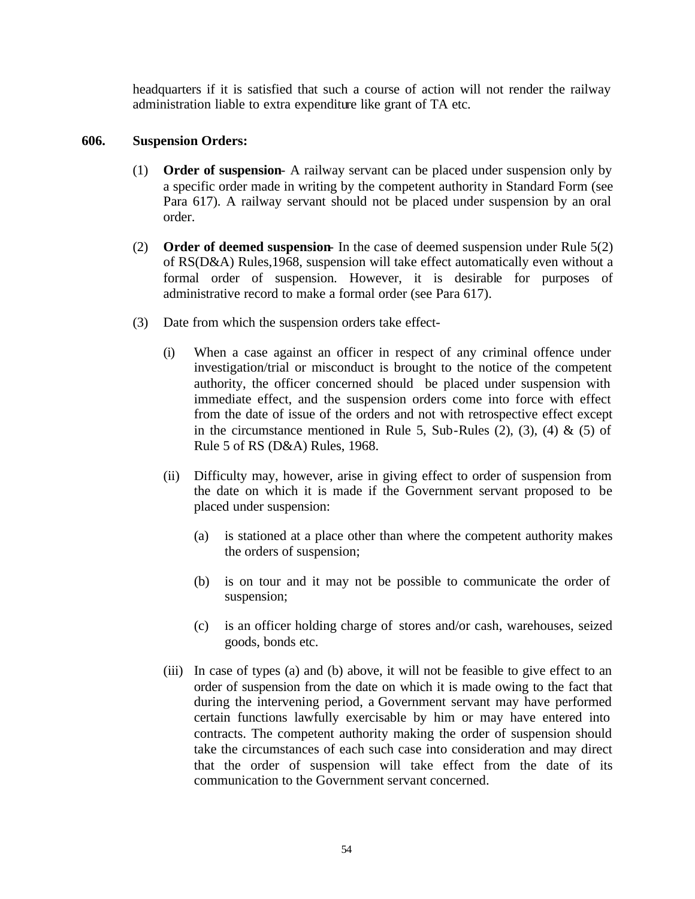headquarters if it is satisfied that such a course of action will not render the railway administration liable to extra expenditure like grant of TA etc.

**606. Suspension Orders:**

(1) **Order of suspension**- A railway servant can be placed under suspension only by a specific order made in writing by the competent authority in Standard Form (see Para 617). A railway servant should not be placed under suspension by an oral order.

(2) **Order of deemed suspension**- In the case of deemed suspension under Rule 5(2) of RS(D&A) Rules,1968, suspension will take effect automatically even without a formal order of suspension. However, it is desirable for purposes of administrative record to make a formal order (see Para 617).

(3) Date from which the suspension orders take effect-

(i) When a case against an officer in respect of any criminal offence under investigation/trial or misconduct is brought to the notice of the competent authority, the officer concerned should be placed under suspension with immediate effect, and the suspension orders come into force with effect from the date of issue of the orders and not with retrospective effect except in the circumstance mentioned in Rule 5, Sub-Rules (2), (3), (4) & (5) of Rule 5 of RS (D&A) Rules, 1968.

(ii) Difficulty may, however, arise in giving effect to order of suspension from the date on which it is made if the Government servant proposed to be placed under suspension:

(a) is stationed at a place other than where the competent authority makes the orders of suspension;

(b) is on tour and it may not be possible to communicate the order of suspension;

(c) is an officer holding charge of stores and/or cash, warehouses, seized goods, bonds etc.

(iii) In case of types (a) and (b) above, it will not be feasible to give effect to an order of suspension from the date on which it is made owing to the fact that during the intervening period, a Government servant may have performed certain functions lawfully exercisable by him or may have entered into contracts. The competent authority making the order of suspension should take the circumstances of each such case into consideration and may direct that the order of suspension will take effect from the date of its communication to the Government servant concerned.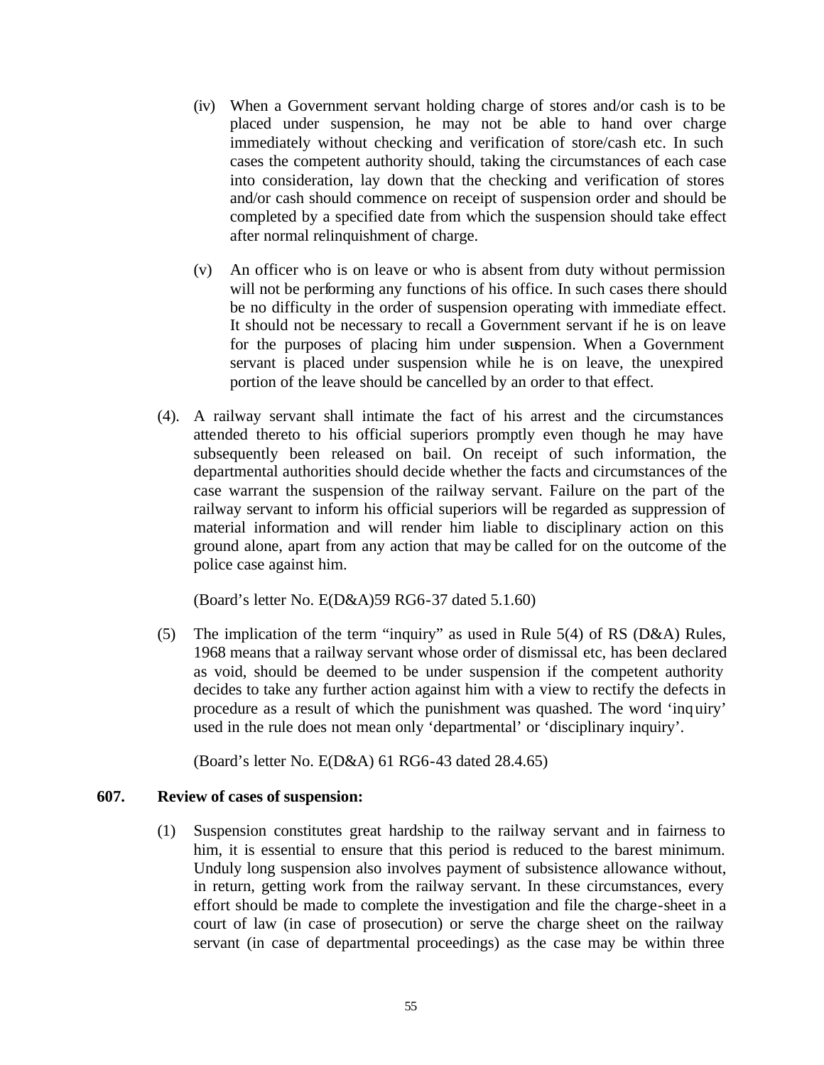(iv) When a Government servant holding charge of stores and/or cash is to be placed under suspension, he may not be able to hand over charge immediately without checking and verification of store/cash etc. In such cases the competent authority should, taking the circumstances of each case into consideration, lay down that the checking and verification of stores and/or cash should commence on receipt of suspension order and should be completed by a specified date from which the suspension should take effect after normal relinquishment of charge.

(v) An officer who is on leave or who is absent from duty without permission will not be performing any functions of his office. In such cases there should be no difficulty in the order of suspension operating with immediate effect. It should not be necessary to recall a Government servant if he is on leave for the purposes of placing him under suspension. When a Government servant is placed under suspension while he is on leave, the unexpired portion of the leave should be cancelled by an order to that effect.

(4). A railway servant shall intimate the fact of his arrest and the circumstances attended thereto to his official superiors promptly even though he may have subsequently been released on bail. On receipt of such information, the departmental authorities should decide whether the facts and circumstances of the case warrant the suspension of the railway servant. Failure on the part of the railway servant to inform his official superiors will be regarded as suppression of material information and will render him liable to disciplinary action on this ground alone, apart from any action that may be called for on the outcome of the police case against him.

(Board's letter No. E(D&A)59 RG6-37 dated 5.1.60)

(5) The implication of the term "inquiry" as used in Rule 5(4) of RS (D&A) Rules, 1968 means that a railway servant whose order of dismissal etc, has been declared as void, should be deemed to be under suspension if the competent authority decides to take any further action against him with a view to rectify the defects in procedure as a result of which the punishment was quashed. The word 'inquiry' used in the rule does not mean only 'departmental' or 'disciplinary inquiry'.

(Board's letter No. E(D&A) 61 RG6-43 dated 28.4.65)

**607. Review of cases of suspension:**

(1) Suspension constitutes great hardship to the railway servant and in fairness to him, it is essential to ensure that this period is reduced to the barest minimum. Unduly long suspension also involves payment of subsistence allowance without, in return, getting work from the railway servant. In these circumstances, every effort should be made to complete the investigation and file the charge-sheet in a court of law (in case of prosecution) or serve the charge sheet on the railway servant (in case of departmental proceedings) as the case may be within three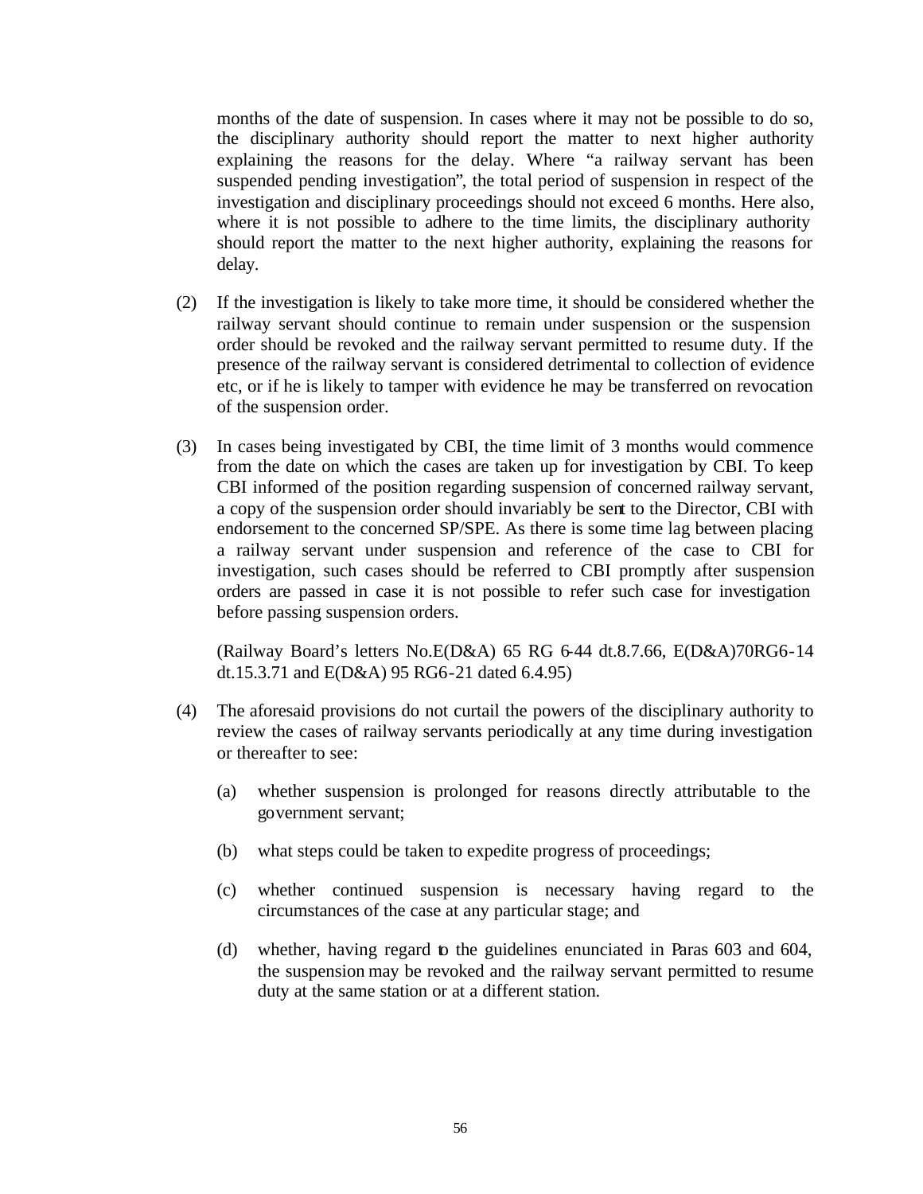months of the date of suspension. In cases where it may not be possible to do so, the disciplinary authority should report the matter to next higher authority explaining the reasons for the delay. Where "a railway servant has been suspended pending investigation", the total period of suspension in respect of the investigation and disciplinary proceedings should not exceed 6 months. Here also, where it is not possible to adhere to the time limits, the disciplinary authority should report the matter to the next higher authority, explaining the reasons for delay.

(2) If the investigation is likely to take more time, it should be considered whether the railway servant should continue to remain under suspension or the suspension order should be revoked and the railway servant permitted to resume duty. If the presence of the railway servant is considered detrimental to collection of evidence etc, or if he is likely to tamper with evidence he may be transferred on revocation of the suspension order.

(3) In cases being investigated by CBI, the time limit of 3 months would commence from the date on which the cases are taken up for investigation by CBI. To keep CBI informed of the position regarding suspension of concerned railway servant, a copy of the suspension order should invariably be sent to the Director, CBI with endorsement to the concerned SP/SPE. As there is some time lag between placing a railway servant under suspension and reference of the case to CBI for investigation, such cases should be referred to CBI promptly after suspension orders are passed in case it is not possible to refer such case for investigation before passing suspension orders.

(Railway Board's letters No.E(D&A) 65 RG 6-44 dt.8.7.66, E(D&A)70RG6-14 dt.15.3.71 and E(D&A) 95 RG6-21 dated 6.4.95)

(4) The aforesaid provisions do not curtail the powers of the disciplinary authority to review the cases of railway servants periodically at any time during investigation or thereafter to see:

(a) whether suspension is prolonged for reasons directly attributable to the government servant;

(b) what steps could be taken to expedite progress of proceedings;

(c) whether continued suspension is necessary having regard to the circumstances of the case at any particular stage; and

(d) whether, having regard to the guidelines enunciated in Paras 603 and 604, the suspension may be revoked and the railway servant permitted to resume duty at the same station or at a different station.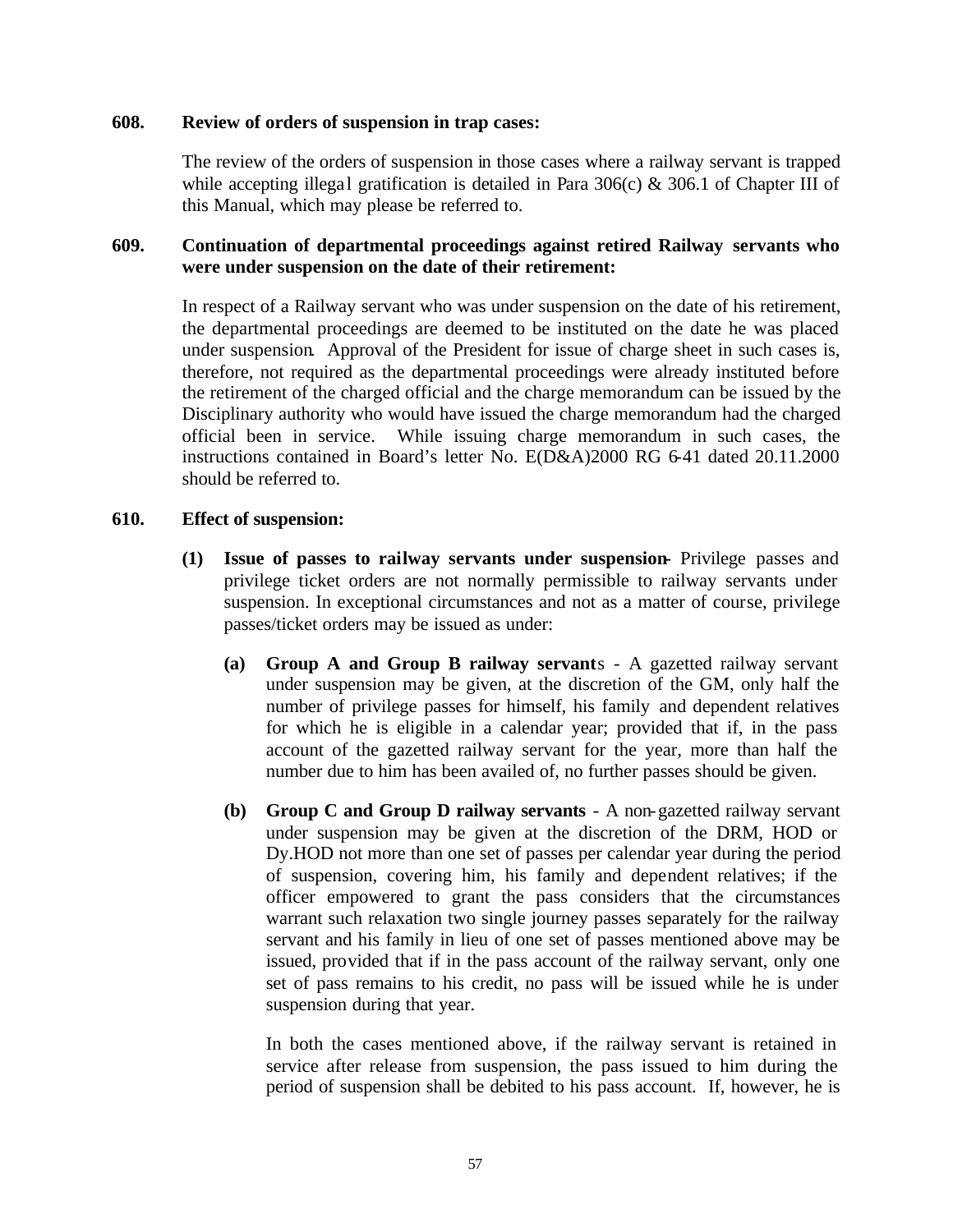**608. Review of orders of suspension in trap cases:**

The review of the orders of suspension in those cases where a railway servant is trapped while accepting illegal gratification is detailed in Para 306(c) & 306.1 of Chapter III of this Manual, which may please be referred to.

**609. Continuation of departmental proceedings against retired Railway servants who were under suspension on the date of their retirement:**

In respect of a Railway servant who was under suspension on the date of his retirement, the departmental proceedings are deemed to be instituted on the date he was placed under suspension. Approval of the President for issue of charge sheet in such cases is, therefore, not required as the departmental proceedings were already instituted before the retirement of the charged official and the charge memorandum can be issued by the Disciplinary authority who would have issued the charge memorandum had the charged official been in service. While issuing charge memorandum in such cases, the instructions contained in Board's letter No. E(D&A)2000 RG 6-41 dated 20.11.2000 should be referred to.

**610. Effect of suspension:**

**(1) Issue of passes to railway servants under suspension**- Privilege passes and privilege ticket orders are not normally permissible to railway servants under suspension. In exceptional circumstances and not as a matter of course, privilege passes/ticket orders may be issued as under:

**(a) Group A and Group B railway servant**s - A gazetted railway servant under suspension may be given, at the discretion of the GM, only half the number of privilege passes for himself, his family and dependent relatives for which he is eligible in a calendar year; provided that if, in the pass account of the gazetted railway servant for the year, more than half the number due to him has been availed of, no further passes should be given.

**(b) Group C and Group D railway servants** - A non-gazetted railway servant under suspension may be given at the discretion of the DRM, HOD or Dy.HOD not more than one set of passes per calendar year during the period of suspension, covering him, his family and dependent relatives; if the officer empowered to grant the pass considers that the circumstances warrant such relaxation two single journey passes separately for the railway servant and his family in lieu of one set of passes mentioned above may be issued, provided that if in the pass account of the railway servant, only one set of pass remains to his credit, no pass will be issued while he is under suspension during that year.

In both the cases mentioned above, if the railway servant is retained in service after release from suspension, the pass issued to him during the period of suspension shall be debited to his pass account. If, however, he is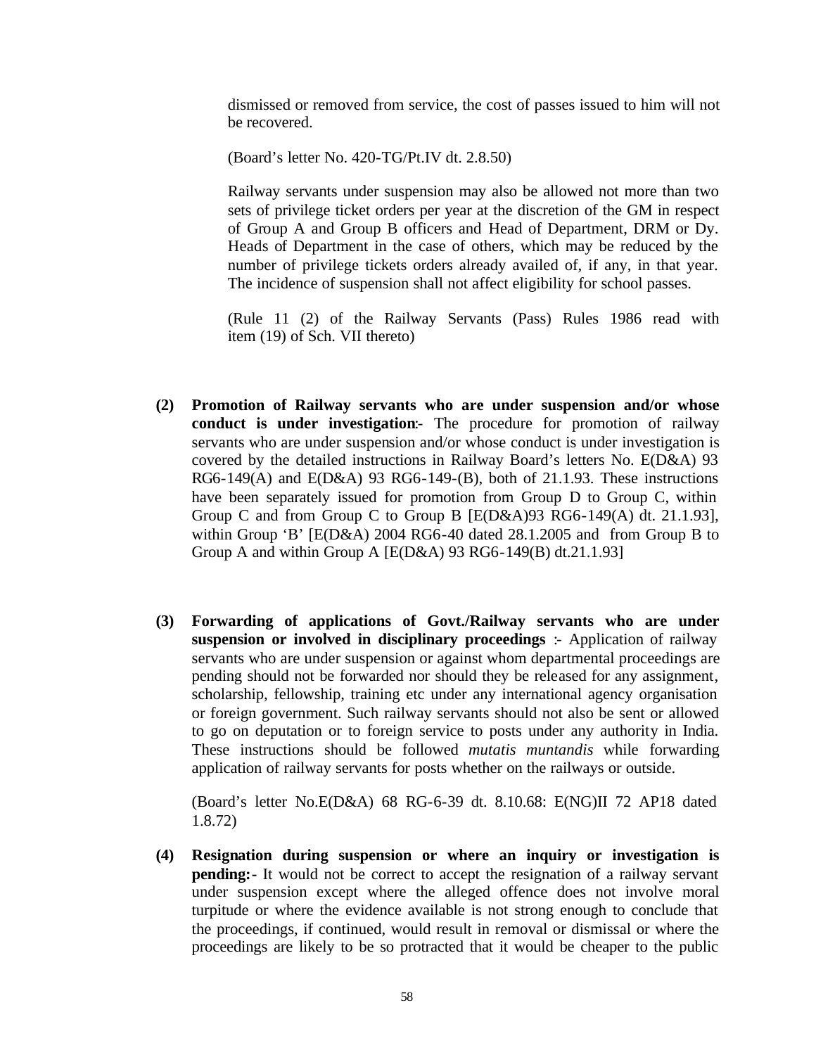dismissed or removed from service, the cost of passes issued to him will not be recovered.

(Board's letter No. 420-TG/Pt.IV dt. 2.8.50)

Railway servants under suspension may also be allowed not more than two sets of privilege ticket orders per year at the discretion of the GM in respect of Group A and Group B officers and Head of Department, DRM or Dy. Heads of Department in the case of others, which may be reduced by the number of privilege tickets orders already availed of, if any, in that year. The incidence of suspension shall not affect eligibility for school passes.

(Rule 11 (2) of the Railway Servants (Pass) Rules 1986 read with item (19) of Sch. VII thereto)

**(2) Promotion of Railway servants who are under suspension and/or whose conduct is under investigation:-** The procedure for promotion of railway servants who are under suspension and/or whose conduct is under investigation is covered by the detailed instructions in Railway Board's letters No. E(D&A) 93 RG6-149(A) and E(D&A) 93 RG6-149-(B), both of 21.1.93. These instructions have been separately issued for promotion from Group D to Group C, within Group C and from Group C to Group B [E(D&A)93 RG6-149(A) dt. 21.1.93], within Group 'B' [E(D&A) 2004 RG6-40 dated 28.1.2005 and from Group B to Group A and within Group A [E(D&A) 93 RG6-149(B) dt.21.1.93]

**(3) Forwarding of applications of Govt./Railway servants who are under suspension or involved in disciplinary proceedings :-** Application of railway servants who are under suspension or against whom departmental proceedings are pending should not be forwarded nor should they be released for any assignment, scholarship, fellowship, training etc under any international agency organisation or foreign government. Such railway servants should not also be sent or allowed to go on deputation or to foreign service to posts under any authority in India. These instructions should be followed *mutatis muntandis* while forwarding application of railway servants for posts whether on the railways or outside.

(Board's letter No.E(D&A) 68 RG-6-39 dt. 8.10.68: E(NG)II 72 AP18 dated 1.8.72)

**(4) Resignation during suspension or where an inquiry or investigation is pending:-** It would not be correct to accept the resignation of a railway servant under suspension except where the alleged offence does not involve moral turpitude or where the evidence available is not strong enough to conclude that the proceedings, if continued, would result in removal or dismissal or where the proceedings are likely to be so protracted that it would be cheaper to the public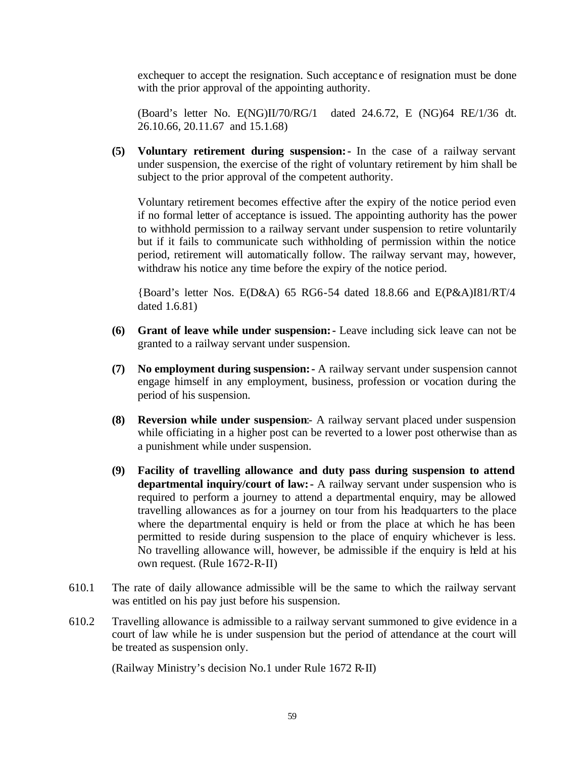exchequer to accept the resignation. Such acceptance of resignation must be done with the prior approval of the appointing authority.

(Board's letter No. E(NG)II/70/RG/1 dated 24.6.72, E (NG)64 RE/1/36 dt. 26.10.66, 20.11.67 and 15.1.68)

**(5) Voluntary retirement during suspension:-** In the case of a railway servant under suspension, the exercise of the right of voluntary retirement by him shall be subject to the prior approval of the competent authority.

Voluntary retirement becomes effective after the expiry of the notice period even if no formal letter of acceptance is issued. The appointing authority has the power to withhold permission to a railway servant under suspension to retire voluntarily but if it fails to communicate such withholding of permission within the notice period, retirement will automatically follow. The railway servant may, however, withdraw his notice any time before the expiry of the notice period.

{Board's letter Nos. E(D&A) 65 RG6-54 dated 18.8.66 and E(P&A)I81/RT/4 dated 1.6.81)

**(6) Grant of leave while under suspension:-** Leave including sick leave can not be granted to a railway servant under suspension.

**(7) No employment during suspension:-** A railway servant under suspension cannot engage himself in any employment, business, profession or vocation during the period of his suspension.

**(8) Reversion while under suspension:-** A railway servant placed under suspension while officiating in a higher post can be reverted to a lower post otherwise than as a punishment while under suspension.

**(9) Facility of travelling allowance and duty pass during suspension to attend departmental inquiry/court of law:-** A railway servant under suspension who is required to perform a journey to attend a departmental enquiry, may be allowed travelling allowances as for a journey on tour from his headquarters to the place where the departmental enquiry is held or from the place at which he has been permitted to reside during suspension to the place of enquiry whichever is less. No travelling allowance will, however, be admissible if the enquiry is held at his own request. (Rule 1672-R-II)

610.1 The rate of daily allowance admissible will be the same to which the railway servant was entitled on his pay just before his suspension.

610.2 Travelling allowance is admissible to a railway servant summoned to give evidence in a court of law while he is under suspension but the period of attendance at the court will be treated as suspension only.

(Railway Ministry's decision No.1 under Rule 1672 R-II)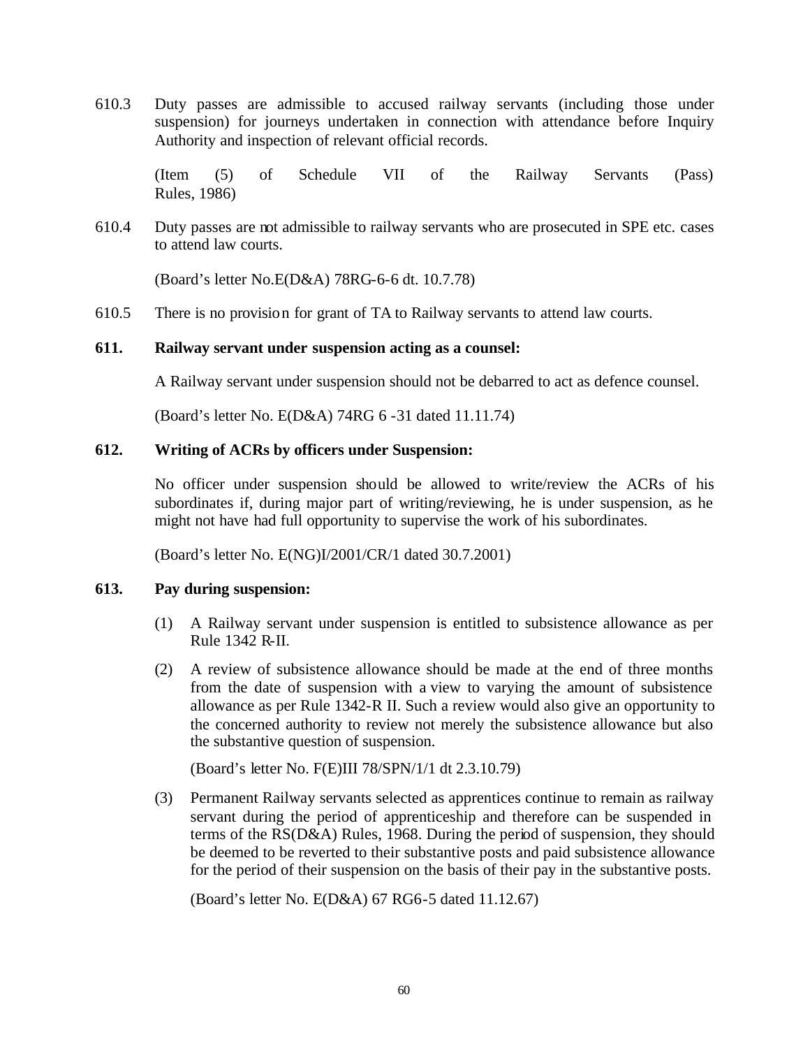610.3 Duty passes are admissible to accused railway servants (including those under suspension) for journeys undertaken in connection with attendance before Inquiry Authority and inspection of relevant official records.

(Item (5) of Schedule VII of the Railway Servants (Pass) Rules, 1986)

610.4 Duty passes are not admissible to railway servants who are prosecuted in SPE etc. cases to attend law courts.

(Board's letter No.E(D&A) 78RG-6-6 dt. 10.7.78)

610.5 There is no provision for grant of TA to Railway servants to attend law courts.

**611. Railway servant under suspension acting as a counsel:**

A Railway servant under suspension should not be debarred to act as defence counsel.

(Board's letter No. E(D&A) 74RG 6 -31 dated 11.11.74)

**612. Writing of ACRs by officers under Suspension:**

No officer under suspension should be allowed to write/review the ACRs of his subordinates if, during major part of writing/reviewing, he is under suspension, as he might not have had full opportunity to supervise the work of his subordinates.

(Board's letter No. E(NG)I/2001/CR/1 dated 30.7.2001)

**613. Pay during suspension:**

(1) A Railway servant under suspension is entitled to subsistence allowance as per Rule 1342 R-II.

(2) A review of subsistence allowance should be made at the end of three months from the date of suspension with a view to varying the amount of subsistence allowance as per Rule 1342-R II. Such a review would also give an opportunity to the concerned authority to review not merely the subsistence allowance but also the substantive question of suspension.

(Board's letter No. F(E)III 78/SPN/1/1 dt 2.3.10.79)

(3) Permanent Railway servants selected as apprentices continue to remain as railway servant during the period of apprenticeship and therefore can be suspended in terms of the RS(D&A) Rules, 1968. During the period of suspension, they should be deemed to be reverted to their substantive posts and paid subsistence allowance for the period of their suspension on the basis of their pay in the substantive posts.

(Board's letter No. E(D&A) 67 RG6-5 dated 11.12.67)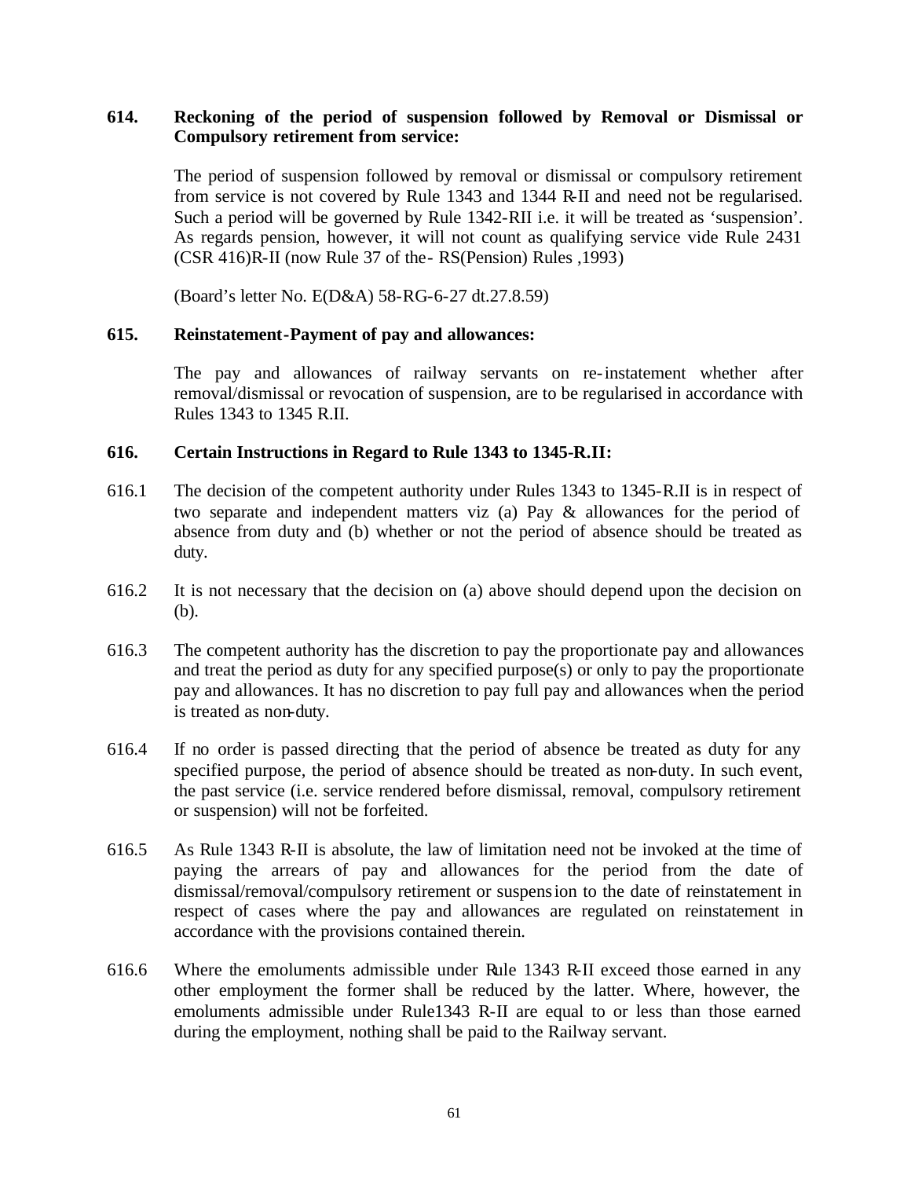**614. Reckoning of the period of suspension followed by Removal or Dismissal or Compulsory retirement from service:**

The period of suspension followed by removal or dismissal or compulsory retirement from service is not covered by Rule 1343 and 1344 R-II and need not be regularised. Such a period will be governed by Rule 1342-RII i.e. it will be treated as 'suspension'. As regards pension, however, it will not count as qualifying service vide Rule 2431 (CSR 416)R-II (now Rule 37 of the- RS(Pension) Rules ,1993)

(Board's letter No. E(D&A) 58-RG-6-27 dt.27.8.59)

**615. Reinstatement-Payment of pay and allowances:**

The pay and allowances of railway servants on re-instatement whether after removal/dismissal or revocation of suspension, are to be regularised in accordance with Rules 1343 to 1345 R.II.

**616. Certain Instructions in Regard to Rule 1343 to 1345-R.II:**

616.1 The decision of the competent authority under Rules 1343 to 1345-R.II is in respect of two separate and independent matters viz (a) Pay & allowances for the period of absence from duty and (b) whether or not the period of absence should be treated as duty.

616.2 It is not necessary that the decision on (a) above should depend upon the decision on (b).

616.3 The competent authority has the discretion to pay the proportionate pay and allowances and treat the period as duty for any specified purpose(s) or only to pay the proportionate pay and allowances. It has no discretion to pay full pay and allowances when the period is treated as non-duty.

616.4 If no order is passed directing that the period of absence be treated as duty for any specified purpose, the period of absence should be treated as non-duty. In such event, the past service (i.e. service rendered before dismissal, removal, compulsory retirement or suspension) will not be forfeited.

616.5 As Rule 1343 R-II is absolute, the law of limitation need not be invoked at the time of paying the arrears of pay and allowances for the period from the date of dismissal/removal/compulsory retirement or suspension to the date of reinstatement in respect of cases where the pay and allowances are regulated on reinstatement in accordance with the provisions contained therein.

616.6 Where the emoluments admissible under Rule 1343 R-II exceed those earned in any other employment the former shall be reduced by the latter. Where, however, the emoluments admissible under Rule1343 R-II are equal to or less than those earned during the employment, nothing shall be paid to the Railway servant.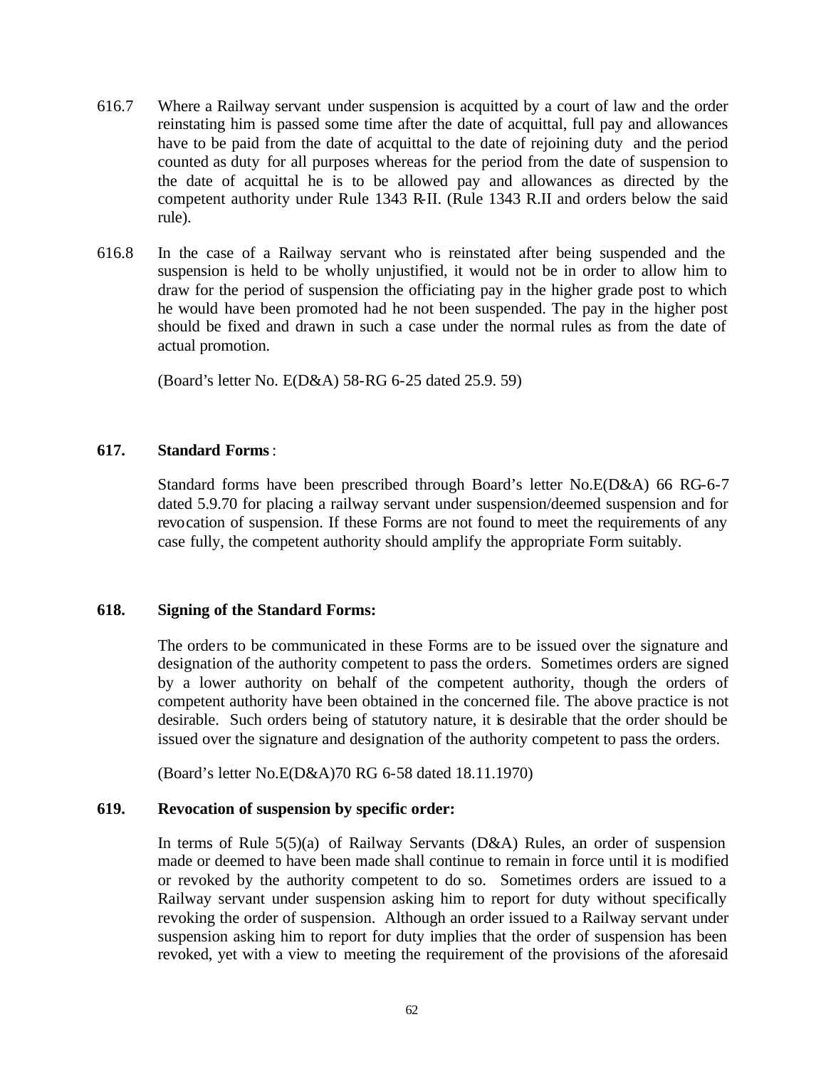616.7 Where a Railway servant under suspension is acquitted by a court of law and the order reinstating him is passed some time after the date of acquittal, full pay and allowances have to be paid from the date of acquittal to the date of rejoining duty and the period counted as duty for all purposes whereas for the period from the date of suspension to the date of acquittal he is to be allowed pay and allowances as directed by the competent authority under Rule 1343 R-II. (Rule 1343 R.II and orders below the said rule).

616.8 In the case of a Railway servant who is reinstated after being suspended and the suspension is held to be wholly unjustified, it would not be in order to allow him to draw for the period of suspension the officiating pay in the higher grade post to which he would have been promoted had he not been suspended. The pay in the higher post should be fixed and drawn in such a case under the normal rules as from the date of actual promotion.

(Board's letter No. E(D&A) 58-RG 6-25 dated 25.9. 59)

**617. Standard Forms** :

Standard forms have been prescribed through Board's letter No.E(D&A) 66 RG-6-7 dated 5.9.70 for placing a railway servant under suspension/deemed suspension and for revocation of suspension. If these Forms are not found to meet the requirements of any case fully, the competent authority should amplify the appropriate Form suitably.

**618. Signing of the Standard Forms:**

The orders to be communicated in these Forms are to be issued over the signature and designation of the authority competent to pass the orders. Sometimes orders are signed by a lower authority on behalf of the competent authority, though the orders of competent authority have been obtained in the concerned file. The above practice is not desirable. Such orders being of statutory nature, it is desirable that the order should be issued over the signature and designation of the authority competent to pass the orders.

(Board's letter No.E(D&A)70 RG 6-58 dated 18.11.1970)

**619. Revocation of suspension by specific order:**

In terms of Rule 5(5)(a) of Railway Servants (D&A) Rules, an order of suspension made or deemed to have been made shall continue to remain in force until it is modified or revoked by the authority competent to do so. Sometimes orders are issued to a Railway servant under suspension asking him to report for duty without specifically revoking the order of suspension. Although an order issued to a Railway servant under suspension asking him to report for duty implies that the order of suspension has been revoked, yet with a view to meeting the requirement of the provisions of the aforesaid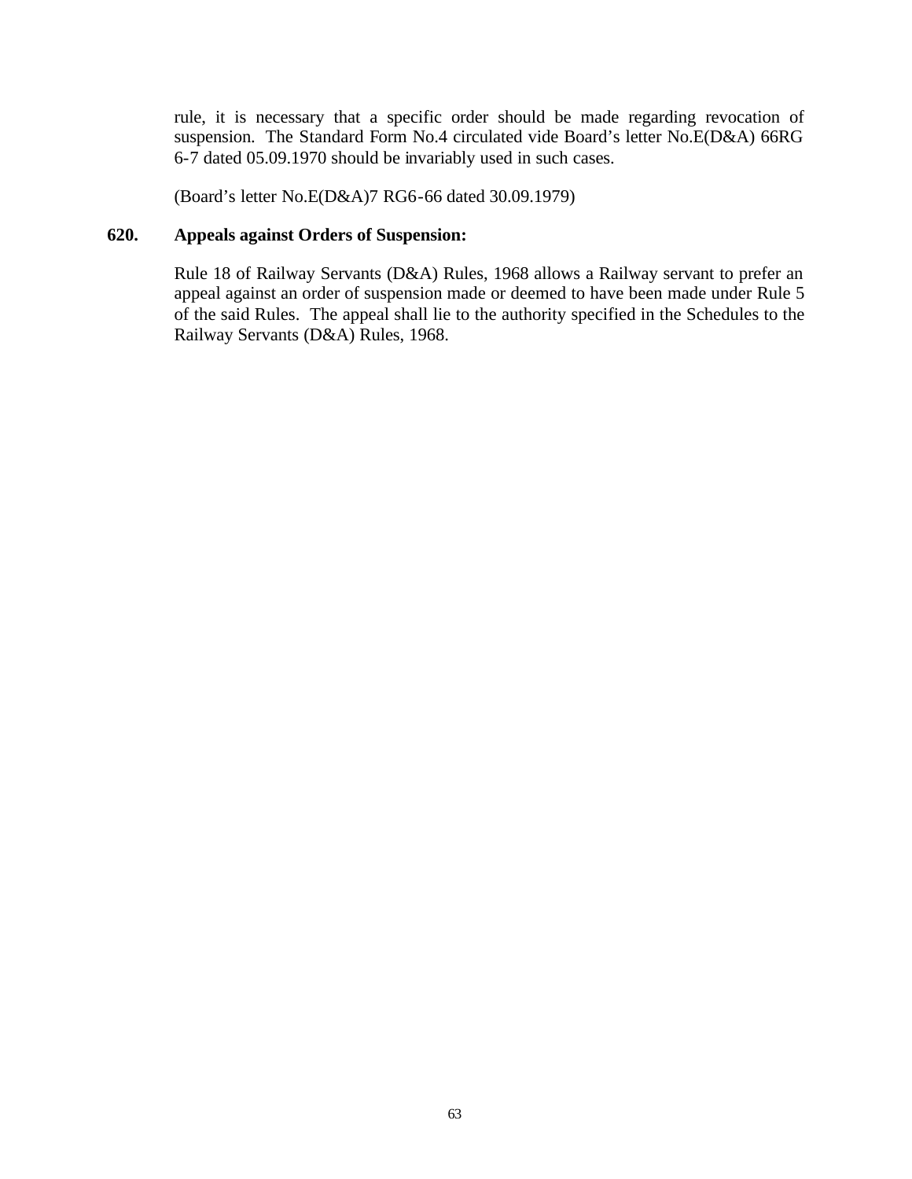rule, it is necessary that a specific order should be made regarding revocation of suspension. The Standard Form No.4 circulated vide Board's letter No.E(D&A) 66RG 6-7 dated 05.09.1970 should be invariably used in such cases.

(Board's letter No.E(D&A)7 RG6-66 dated 30.09.1979)

**620. Appeals against Orders of Suspension:**

Rule 18 of Railway Servants (D&A) Rules, 1968 allows a Railway servant to prefer an appeal against an order of suspension made or deemed to have been made under Rule 5 of the said Rules. The appeal shall lie to the authority specified in the Schedules to the Railway Servants (D&A) Rules, 1968.